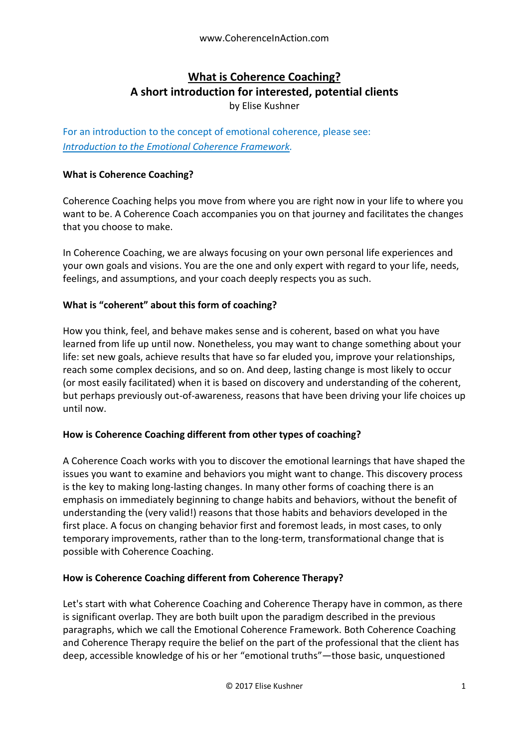# What is Coherence Coaching?

## A short introduction for interested, potential clients

by Elise Kushner

For an introduction to the concept of emotional coherence, please see: *Introduction to the Emotional Coherence Framework*.

**What is Coherence Coaching?**

Coherence Coaching helps you move from where you are right now in your life to where you want to be. A Coherence Coach accompanies you on that journey and facilitates the changes that you choose to make.

In Coherence Coaching, we are always focusing on your own personal life experiences and your own goals and visions. You are the one and only expert with regard to your life, needs, feelings, and assumptions, and your coach deeply respects you as such.

**What is "coherent" about this form of coaching?**

How you think, feel, and behave makes sense and is coherent, based on what you have learned from life up until now. Nonetheless, you may want to change something about your life: set new goals, achieve results that have so far eluded you, improve your relationships, reach some complex decisions, and so on. And deep, lasting change is most likely to occur (or most easily facilitated) when it is based on discovery and understanding of the coherent, but perhaps previously out-of-awareness, reasons that have been driving your life choices up until now.

**How is Coherence Coaching different from other types of coaching?**

A Coherence Coach works with you to discover the emotional learnings that have shaped the issues you want to examine and behaviors you might want to change. This discovery process is the key to making long-lasting changes. In many other forms of coaching there is an emphasis on immediately beginning to change habits and behaviors, without the benefit of understanding the (very valid!) reasons that those habits and behaviors developed in the first place. A focus on changing behavior first and foremost leads, in most cases, to only temporary improvements, rather than to the long-term, transformational change that is possible with Coherence Coaching.

**How is Coherence Coaching different from Coherence Therapy?**

Let's start with what Coherence Coaching and Coherence Therapy have in common, as there is significant overlap. They are both built upon the paradigm described in the previous paragraphs, which we call the Emotional Coherence Framework. Both Coherence Coaching and Coherence Therapy require the belief on the part of the professional that the client has deep, accessible knowledge of his or her "emotional truths"—those basic, unquestioned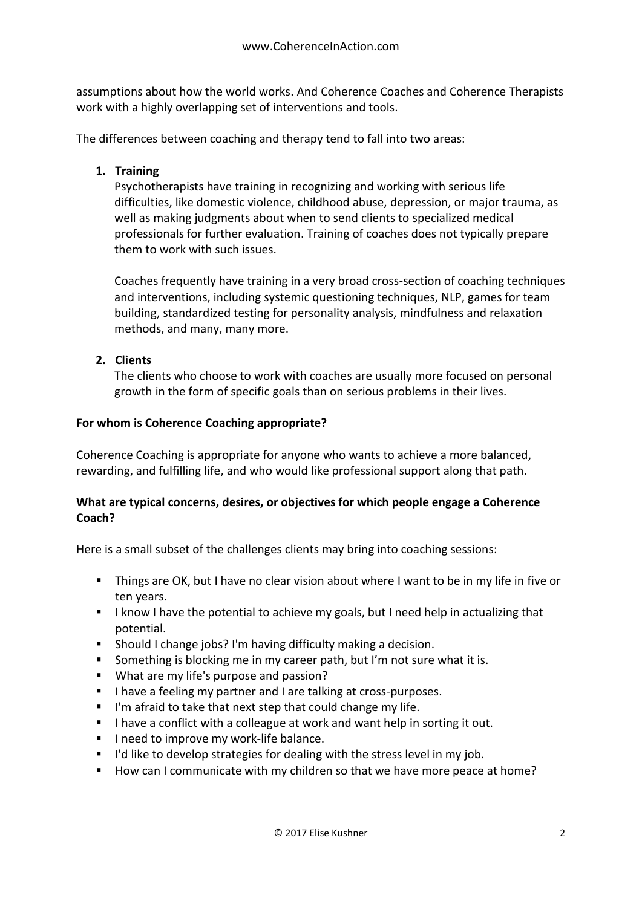assumptions about how the world works. And Coherence Coaches and Coherence Therapists work with a highly overlapping set of interventions and tools.

The differences between coaching and therapy tend to fall into two areas:

1. **Training**

   Psychotherapists have training in recognizing and working with serious life difficulties, like domestic violence, childhood abuse, depression, or major trauma, as well as making judgments about when to send clients to specialized medical professionals for further evaluation. Training of coaches does not typically prepare them to work with such issues.

   Coaches frequently have training in a very broad cross-section of coaching techniques and interventions, including systemic questioning techniques, NLP, games for team building, standardized testing for personality analysis, mindfulness and relaxation methods, and many, many more.

2. **Clients**

   The clients who choose to work with coaches are usually more focused on personal growth in the form of specific goals than on serious problems in their lives.

**For whom is Coherence Coaching appropriate?**

Coherence Coaching is appropriate for anyone who wants to achieve a more balanced, rewarding, and fulfilling life, and who would like professional support along that path.

**What are typical concerns, desires, or objectives for which people engage a Coherence Coach?**

Here is a small subset of the challenges clients may bring into coaching sessions:

- Things are OK, but I have no clear vision about where I want to be in my life in five or ten years.
- I know I have the potential to achieve my goals, but I need help in actualizing that potential.
- Should I change jobs? I'm having difficulty making a decision.
- Something is blocking me in my career path, but I'm not sure what it is.
- What are my life's purpose and passion?
- I have a feeling my partner and I are talking at cross-purposes.
- I'm afraid to take that next step that could change my life.
- I have a conflict with a colleague at work and want help in sorting it out.
- I need to improve my work-life balance.
- I'd like to develop strategies for dealing with the stress level in my job.
- How can I communicate with my children so that we have more peace at home?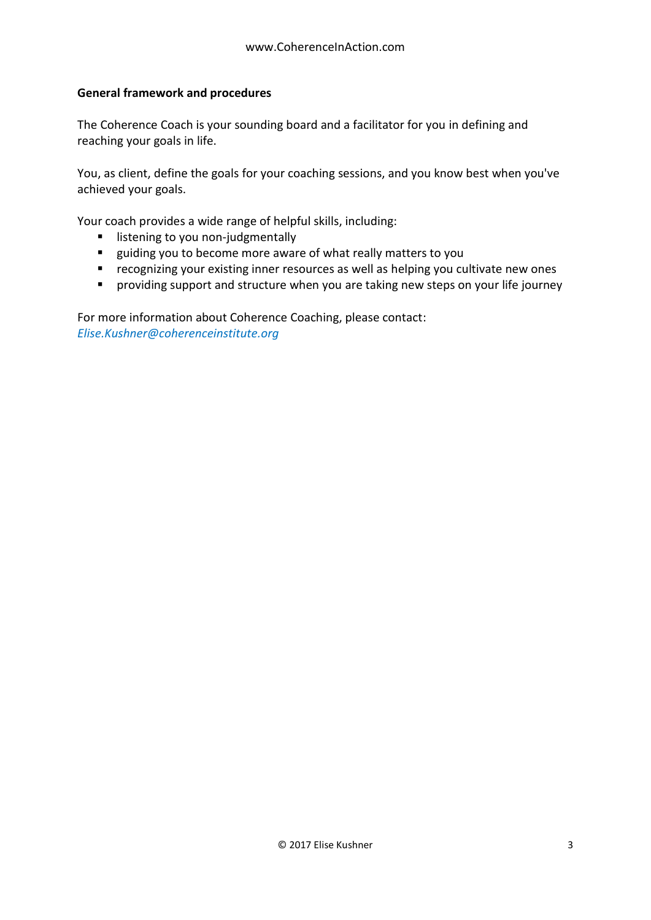**General framework and procedures**

The Coherence Coach is your sounding board and a facilitator for you in defining and reaching your goals in life.

You, as client, define the goals for your coaching sessions, and you know best when you've achieved your goals.

Your coach provides a wide range of helpful skills, including:

- listening to you non-judgmentally
- guiding you to become more aware of what really matters to you
- recognizing your existing inner resources as well as helping you cultivate new ones
- providing support and structure when you are taking new steps on your life journey

For more information about Coherence Coaching, please contact:
*Elise.Kushner@coherenceinstitute.org*